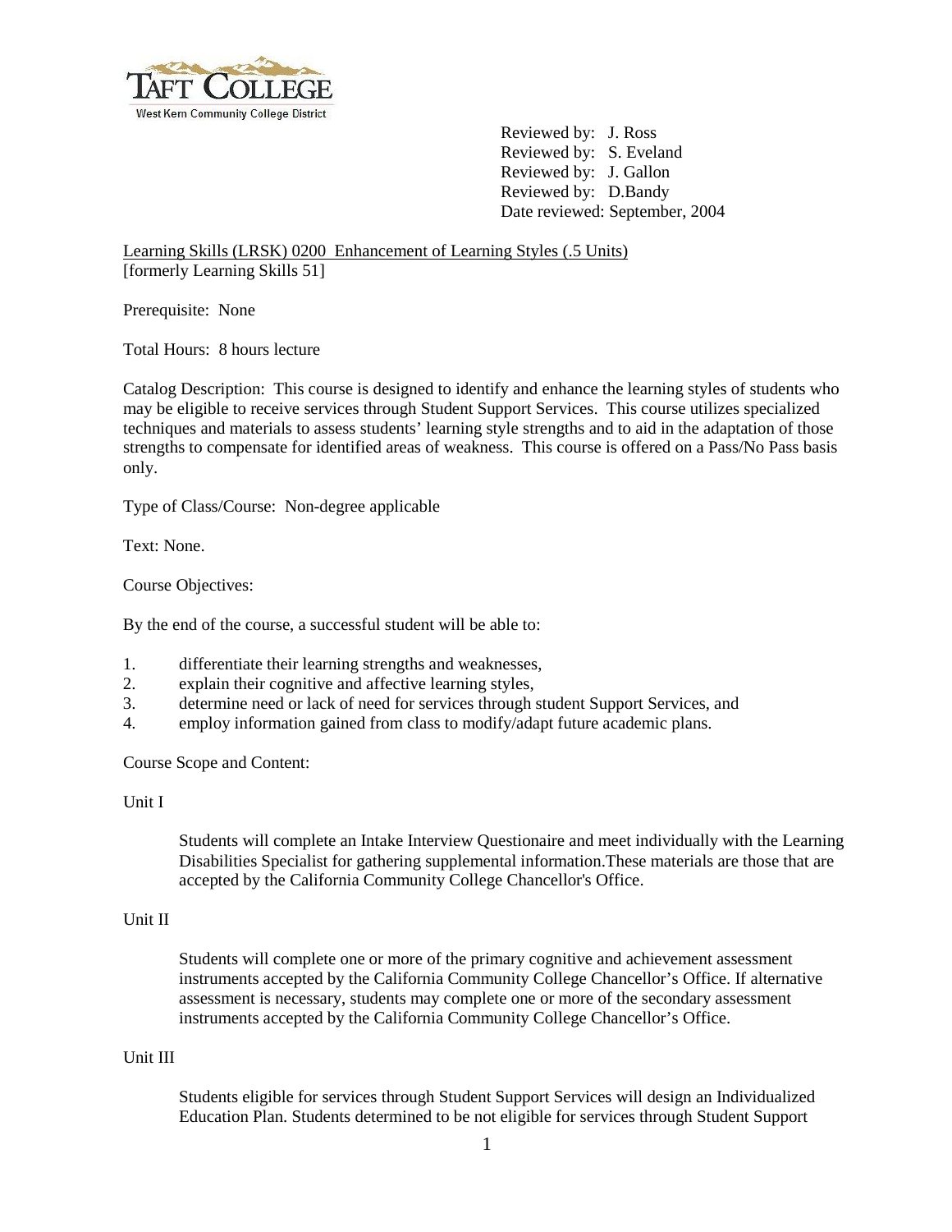TAFT COLLEGE
West Kern Community College District

Reviewed by: J. Ross
Reviewed by: S. Eveland
Reviewed by: J. Gallon
Reviewed by: D.Bandy
Date reviewed: September, 2004

Learning Skills (LRSK) 0200 Enhancement of Learning Styles (.5 Units)
[formerly Learning Skills 51]

Prerequisite: None

Total Hours: 8 hours lecture

Catalog Description: This course is designed to identify and enhance the learning styles of students who may be eligible to receive services through Student Support Services. This course utilizes specialized techniques and materials to assess students' learning style strengths and to aid in the adaptation of those strengths to compensate for identified areas of weakness. This course is offered on a Pass/No Pass basis only.

Type of Class/Course: Non-degree applicable

Text: None.

Course Objectives:

By the end of the course, a successful student will be able to:

1. differentiate their learning strengths and weaknesses,
2. explain their cognitive and affective learning styles,
3. determine need or lack of need for services through student Support Services, and
4. employ information gained from class to modify/adapt future academic plans.

Course Scope and Content:

Unit I

> Students will complete an Intake Interview Questionaire and meet individually with the Learning Disabilities Specialist for gathering supplemental information.These materials are those that are accepted by the California Community College Chancellor's Office.

Unit II

> Students will complete one or more of the primary cognitive and achievement assessment instruments accepted by the California Community College Chancellor's Office. If alternative assessment is necessary, students may complete one or more of the secondary assessment instruments accepted by the California Community College Chancellor's Office.

Unit III

> Students eligible for services through Student Support Services will design an Individualized Education Plan. Students determined to be not eligible for services through Student Support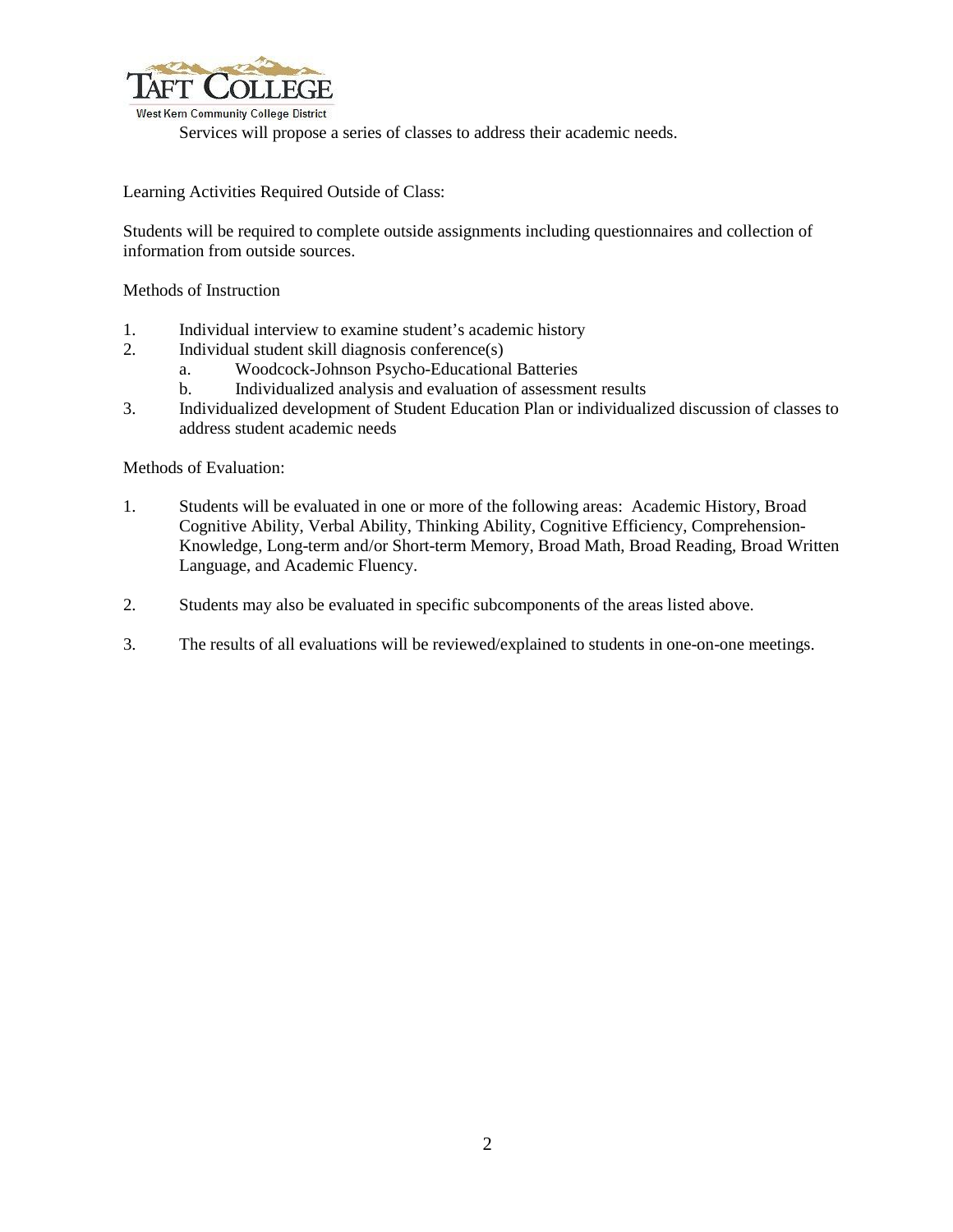Services will propose a series of classes to address their academic needs.

Learning Activities Required Outside of Class:

Students will be required to complete outside assignments including questionnaires and collection of information from outside sources.

Methods of Instruction

1. Individual interview to examine student's academic history
2. Individual student skill diagnosis conference(s)
   a. Woodcock-Johnson Psycho-Educational Batteries
   b. Individualized analysis and evaluation of assessment results
3. Individualized development of Student Education Plan or individualized discussion of classes to address student academic needs

Methods of Evaluation:

1. Students will be evaluated in one or more of the following areas: Academic History, Broad Cognitive Ability, Verbal Ability, Thinking Ability, Cognitive Efficiency, Comprehension-Knowledge, Long-term and/or Short-term Memory, Broad Math, Broad Reading, Broad Written Language, and Academic Fluency.

2. Students may also be evaluated in specific subcomponents of the areas listed above.

3. The results of all evaluations will be reviewed/explained to students in one-on-one meetings.